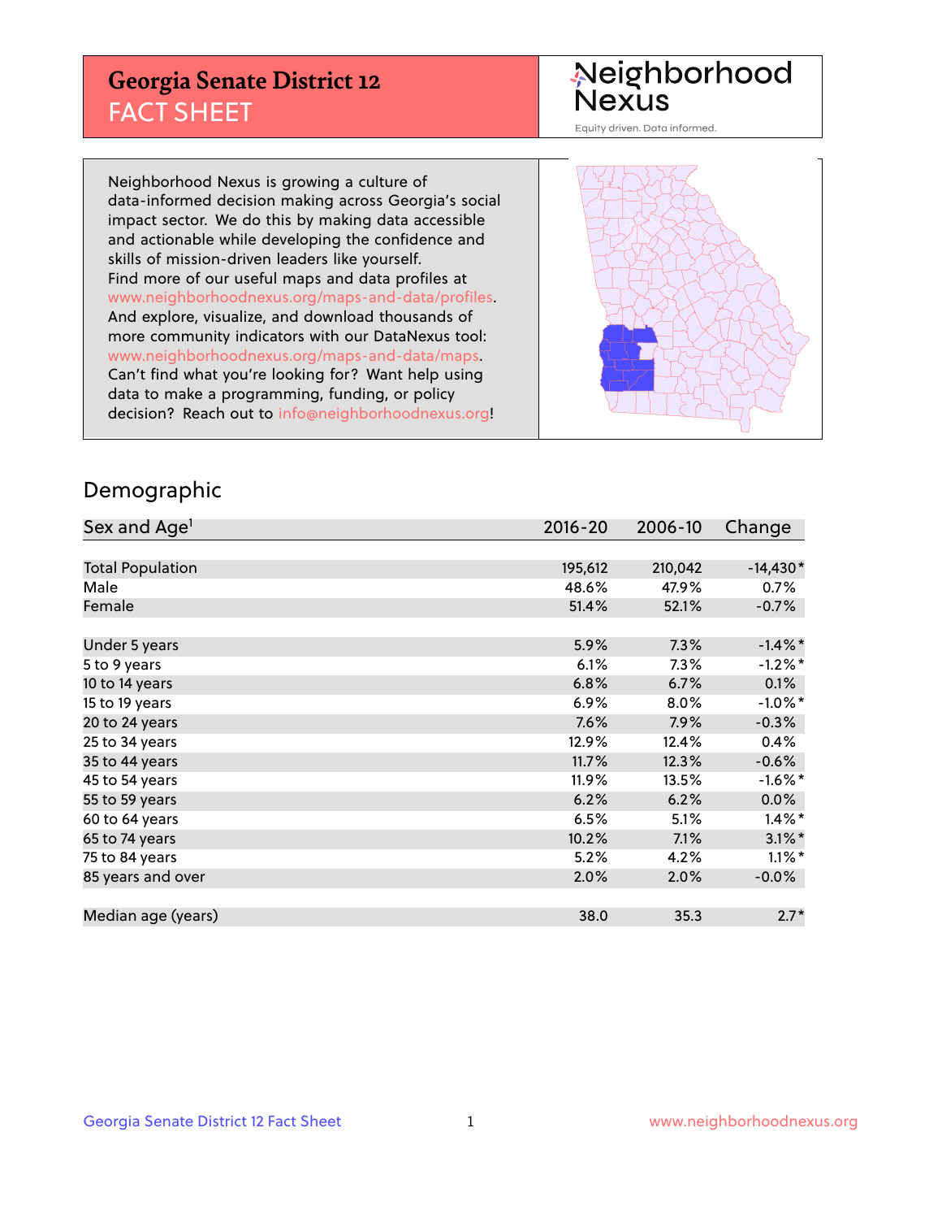# Georgia Senate District 12
## FACT SHEET

Neighborhood Nexus
Equity driven. Data informed.

Neighborhood Nexus is growing a culture of data-informed decision making across Georgia's social impact sector. We do this by making data accessible and actionable while developing the confidence and skills of mission-driven leaders like yourself. Find more of our useful maps and data profiles at www.neighborhoodnexus.org/maps-and-data/profiles. And explore, visualize, and download thousands of more community indicators with our DataNexus tool: www.neighborhoodnexus.org/maps-and-data/maps. Can't find what you're looking for? Want help using data to make a programming, funding, or policy decision? Reach out to info@neighborhoodnexus.org!

## Demographic

| Sex and Age[1] | 2016-20 | 2006-10 | Change |
|---|---|---|---|
| Total Population | 195,612 | 210,042 | -14,430* |
| Male | 48.6% | 47.9% | 0.7% |
| Female | 51.4% | 52.1% | -0.7% |
| Under 5 years | 5.9% | 7.3% | -1.4%* |
| 5 to 9 years | 6.1% | 7.3% | -1.2%* |
| 10 to 14 years | 6.8% | 6.7% | 0.1% |
| 15 to 19 years | 6.9% | 8.0% | -1.0%* |
| 20 to 24 years | 7.6% | 7.9% | -0.3% |
| 25 to 34 years | 12.9% | 12.4% | 0.4% |
| 35 to 44 years | 11.7% | 12.3% | -0.6% |
| 45 to 54 years | 11.9% | 13.5% | -1.6%* |
| 55 to 59 years | 6.2% | 6.2% | 0.0% |
| 60 to 64 years | 6.5% | 5.1% | 1.4%* |
| 65 to 74 years | 10.2% | 7.1% | 3.1%* |
| 75 to 84 years | 5.2% | 4.2% | 1.1%* |
| 85 years and over | 2.0% | 2.0% | -0.0% |
| Median age (years) | 38.0 | 35.3 | 2.7* |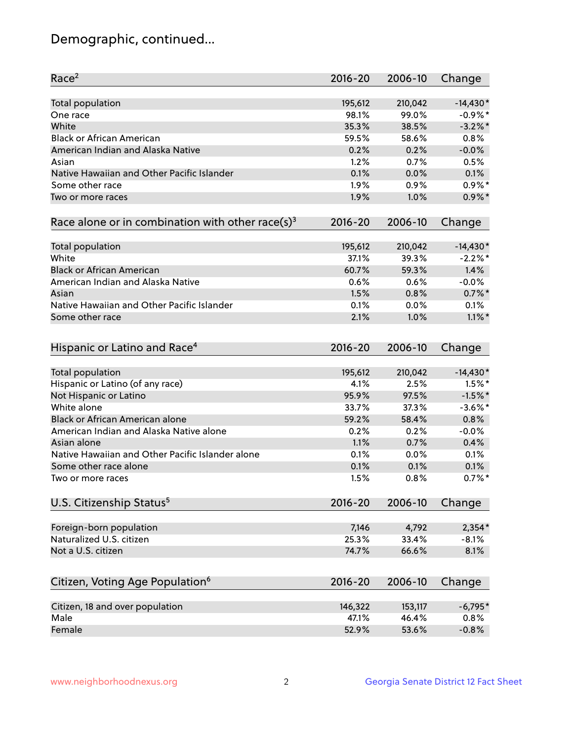# Demographic, continued...

| Race[2] | 2016-20 | 2006-10 | Change |
|---|---|---|---|
| Total population | 195,612 | 210,042 | -14,430* |
| One race | 98.1% | 99.0% | -0.9%* |
| White | 35.3% | 38.5% | -3.2%* |
| Black or African American | 59.5% | 58.6% | 0.8% |
| American Indian and Alaska Native | 0.2% | 0.2% | -0.0% |
| Asian | 1.2% | 0.7% | 0.5% |
| Native Hawaiian and Other Pacific Islander | 0.1% | 0.0% | 0.1% |
| Some other race | 1.9% | 0.9% | 0.9%* |
| Two or more races | 1.9% | 1.0% | 0.9%* |

| Race alone or in combination with other race(s)[3] | 2016-20 | 2006-10 | Change |
|---|---|---|---|
| Total population | 195,612 | 210,042 | -14,430* |
| White | 37.1% | 39.3% | -2.2%* |
| Black or African American | 60.7% | 59.3% | 1.4% |
| American Indian and Alaska Native | 0.6% | 0.6% | -0.0% |
| Asian | 1.5% | 0.8% | 0.7%* |
| Native Hawaiian and Other Pacific Islander | 0.1% | 0.0% | 0.1% |
| Some other race | 2.1% | 1.0% | 1.1%* |

| Hispanic or Latino and Race[4] | 2016-20 | 2006-10 | Change |
|---|---|---|---|
| Total population | 195,612 | 210,042 | -14,430* |
| Hispanic or Latino (of any race) | 4.1% | 2.5% | 1.5%* |
| Not Hispanic or Latino | 95.9% | 97.5% | -1.5%* |
| White alone | 33.7% | 37.3% | -3.6%* |
| Black or African American alone | 59.2% | 58.4% | 0.8% |
| American Indian and Alaska Native alone | 0.2% | 0.2% | -0.0% |
| Asian alone | 1.1% | 0.7% | 0.4% |
| Native Hawaiian and Other Pacific Islander alone | 0.1% | 0.0% | 0.1% |
| Some other race alone | 0.1% | 0.1% | 0.1% |
| Two or more races | 1.5% | 0.8% | 0.7%* |

| U.S. Citizenship Status[5] | 2016-20 | 2006-10 | Change |
|---|---|---|---|
| Foreign-born population | 7,146 | 4,792 | 2,354* |
| Naturalized U.S. citizen | 25.3% | 33.4% | -8.1% |
| Not a U.S. citizen | 74.7% | 66.6% | 8.1% |

| Citizen, Voting Age Population[6] | 2016-20 | 2006-10 | Change |
|---|---|---|---|
| Citizen, 18 and over population | 146,322 | 153,117 | -6,795* |
| Male | 47.1% | 46.4% | 0.8% |
| Female | 52.9% | 53.6% | -0.8% |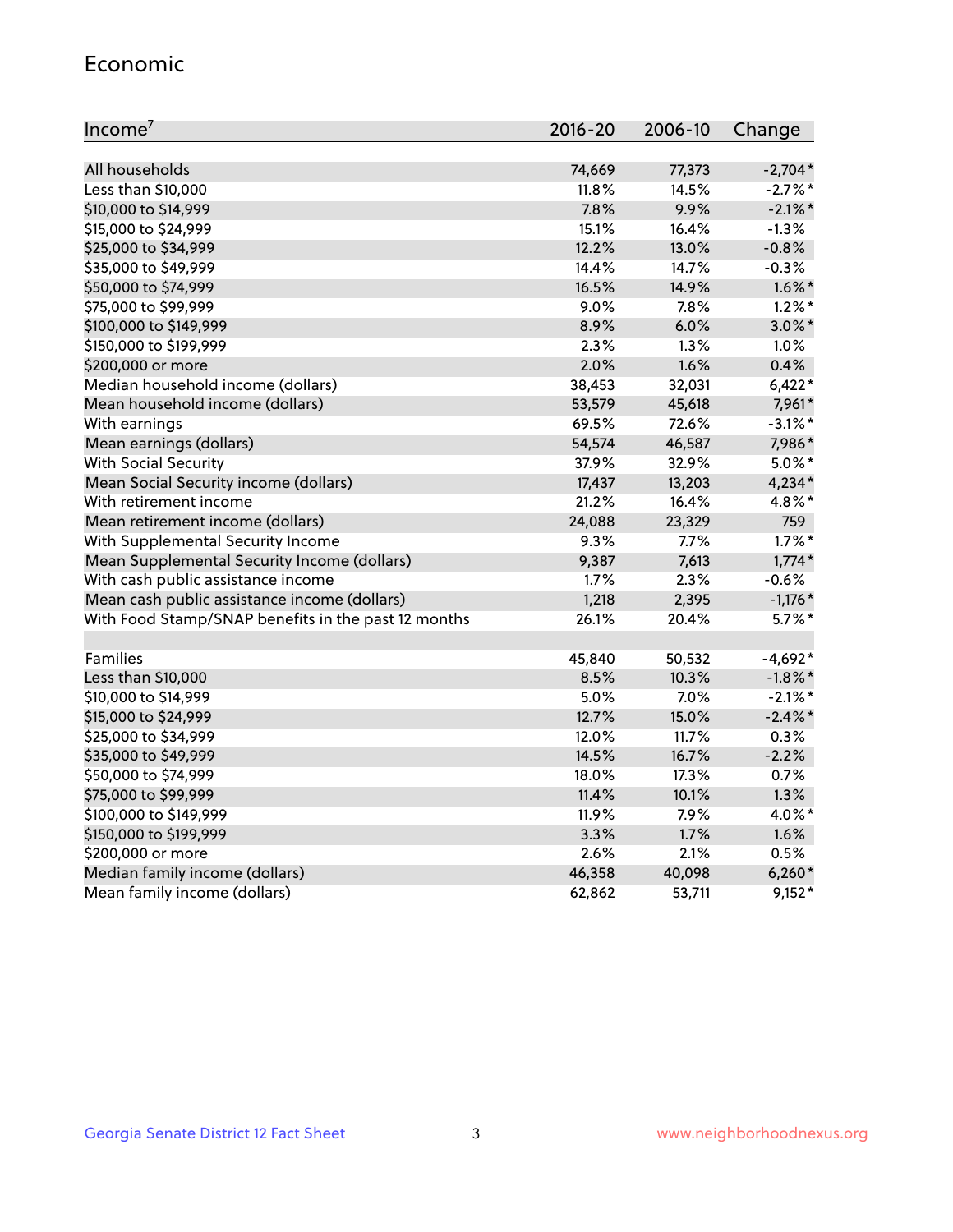## Economic

| Income[7] | 2016-20 | 2006-10 | Change |
|---|---|---|---|
| All households | 74,669 | 77,373 | -2,704* |
| Less than $10,000 | 11.8% | 14.5% | -2.7%* |
| $10,000 to $14,999 | 7.8% | 9.9% | -2.1%* |
| $15,000 to $24,999 | 15.1% | 16.4% | -1.3% |
| $25,000 to $34,999 | 12.2% | 13.0% | -0.8% |
| $35,000 to $49,999 | 14.4% | 14.7% | -0.3% |
| $50,000 to $74,999 | 16.5% | 14.9% | 1.6%* |
| $75,000 to $99,999 | 9.0% | 7.8% | 1.2%* |
| $100,000 to $149,999 | 8.9% | 6.0% | 3.0%* |
| $150,000 to $199,999 | 2.3% | 1.3% | 1.0% |
| $200,000 or more | 2.0% | 1.6% | 0.4% |
| Median household income (dollars) | 38,453 | 32,031 | 6,422* |
| Mean household income (dollars) | 53,579 | 45,618 | 7,961* |
| With earnings | 69.5% | 72.6% | -3.1%* |
| Mean earnings (dollars) | 54,574 | 46,587 | 7,986* |
| With Social Security | 37.9% | 32.9% | 5.0%* |
| Mean Social Security income (dollars) | 17,437 | 13,203 | 4,234* |
| With retirement income | 21.2% | 16.4% | 4.8%* |
| Mean retirement income (dollars) | 24,088 | 23,329 | 759 |
| With Supplemental Security Income | 9.3% | 7.7% | 1.7%* |
| Mean Supplemental Security Income (dollars) | 9,387 | 7,613 | 1,774* |
| With cash public assistance income | 1.7% | 2.3% | -0.6% |
| Mean cash public assistance income (dollars) | 1,218 | 2,395 | -1,176* |
| With Food Stamp/SNAP benefits in the past 12 months | 26.1% | 20.4% | 5.7%* |
| | | | |
| Families | 45,840 | 50,532 | -4,692* |
| Less than $10,000 | 8.5% | 10.3% | -1.8%* |
| $10,000 to $14,999 | 5.0% | 7.0% | -2.1%* |
| $15,000 to $24,999 | 12.7% | 15.0% | -2.4%* |
| $25,000 to $34,999 | 12.0% | 11.7% | 0.3% |
| $35,000 to $49,999 | 14.5% | 16.7% | -2.2% |
| $50,000 to $74,999 | 18.0% | 17.3% | 0.7% |
| $75,000 to $99,999 | 11.4% | 10.1% | 1.3% |
| $100,000 to $149,999 | 11.9% | 7.9% | 4.0%* |
| $150,000 to $199,999 | 3.3% | 1.7% | 1.6% |
| $200,000 or more | 2.6% | 2.1% | 0.5% |
| Median family income (dollars) | 46,358 | 40,098 | 6,260* |
| Mean family income (dollars) | 62,862 | 53,711 | 9,152* |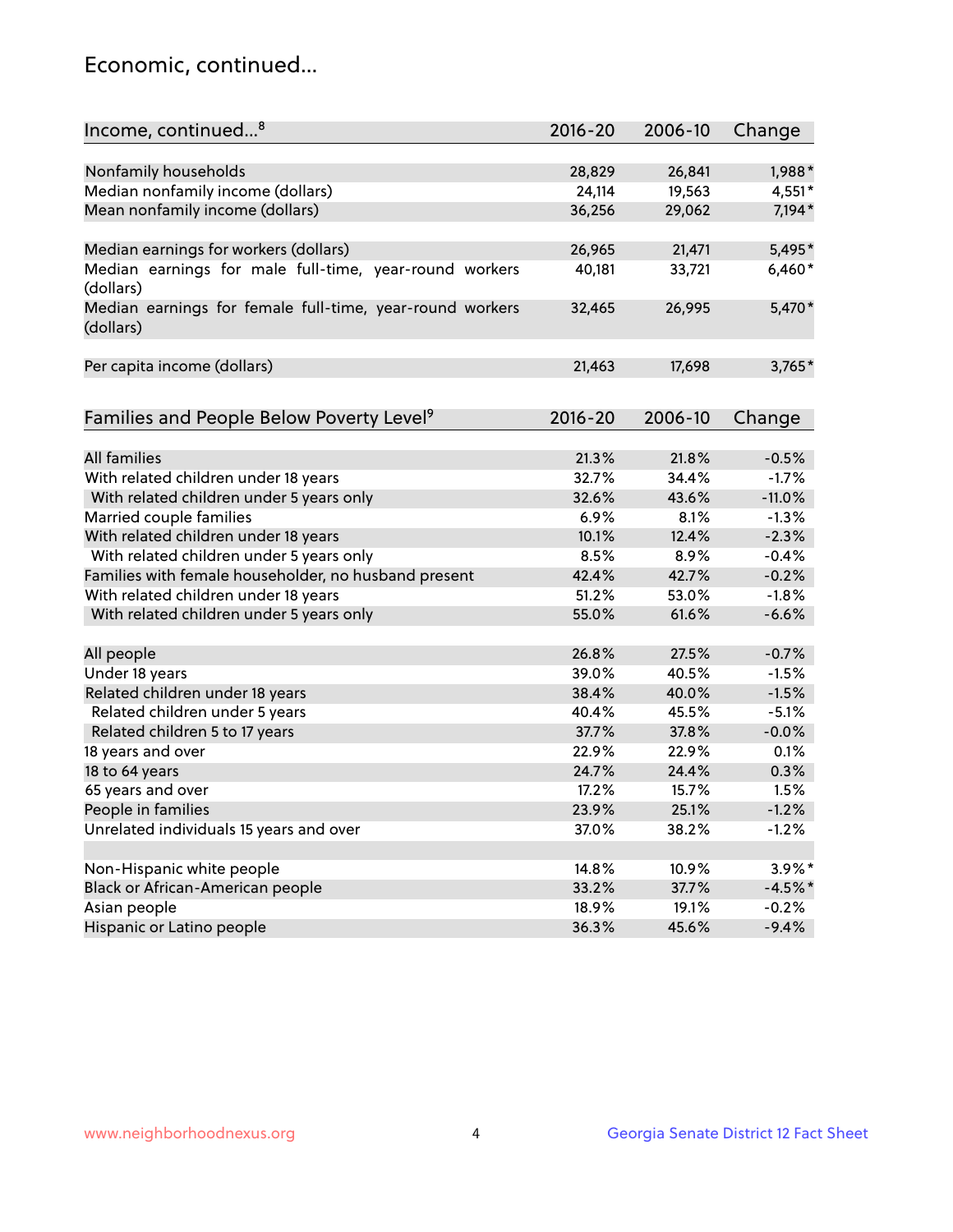# Economic, continued...

| Income, continued...[8] | 2016-20 | 2006-10 | Change |
|---|---|---|---|
| Nonfamily households | 28,829 | 26,841 | 1,988* |
| Median nonfamily income (dollars) | 24,114 | 19,563 | 4,551* |
| Mean nonfamily income (dollars) | 36,256 | 29,062 | 7,194* |
| Median earnings for workers (dollars) | 26,965 | 21,471 | 5,495* |
| Median earnings for male full-time, year-round workers (dollars) | 40,181 | 33,721 | 6,460* |
| Median earnings for female full-time, year-round workers (dollars) | 32,465 | 26,995 | 5,470* |
| Per capita income (dollars) | 21,463 | 17,698 | 3,765* |

| Families and People Below Poverty Level[9] | 2016-20 | 2006-10 | Change |
|---|---|---|---|
| All families | 21.3% | 21.8% | -0.5% |
| With related children under 18 years | 32.7% | 34.4% | -1.7% |
| With related children under 5 years only | 32.6% | 43.6% | -11.0% |
| Married couple families | 6.9% | 8.1% | -1.3% |
| With related children under 18 years | 10.1% | 12.4% | -2.3% |
| With related children under 5 years only | 8.5% | 8.9% | -0.4% |
| Families with female householder, no husband present | 42.4% | 42.7% | -0.2% |
| With related children under 18 years | 51.2% | 53.0% | -1.8% |
| With related children under 5 years only | 55.0% | 61.6% | -6.6% |
| All people | 26.8% | 27.5% | -0.7% |
| Under 18 years | 39.0% | 40.5% | -1.5% |
| Related children under 18 years | 38.4% | 40.0% | -1.5% |
| Related children under 5 years | 40.4% | 45.5% | -5.1% |
| Related children 5 to 17 years | 37.7% | 37.8% | -0.0% |
| 18 years and over | 22.9% | 22.9% | 0.1% |
| 18 to 64 years | 24.7% | 24.4% | 0.3% |
| 65 years and over | 17.2% | 15.7% | 1.5% |
| People in families | 23.9% | 25.1% | -1.2% |
| Unrelated individuals 15 years and over | 37.0% | 38.2% | -1.2% |
| Non-Hispanic white people | 14.8% | 10.9% | 3.9%* |
| Black or African-American people | 33.2% | 37.7% | -4.5%* |
| Asian people | 18.9% | 19.1% | -0.2% |
| Hispanic or Latino people | 36.3% | 45.6% | -9.4% |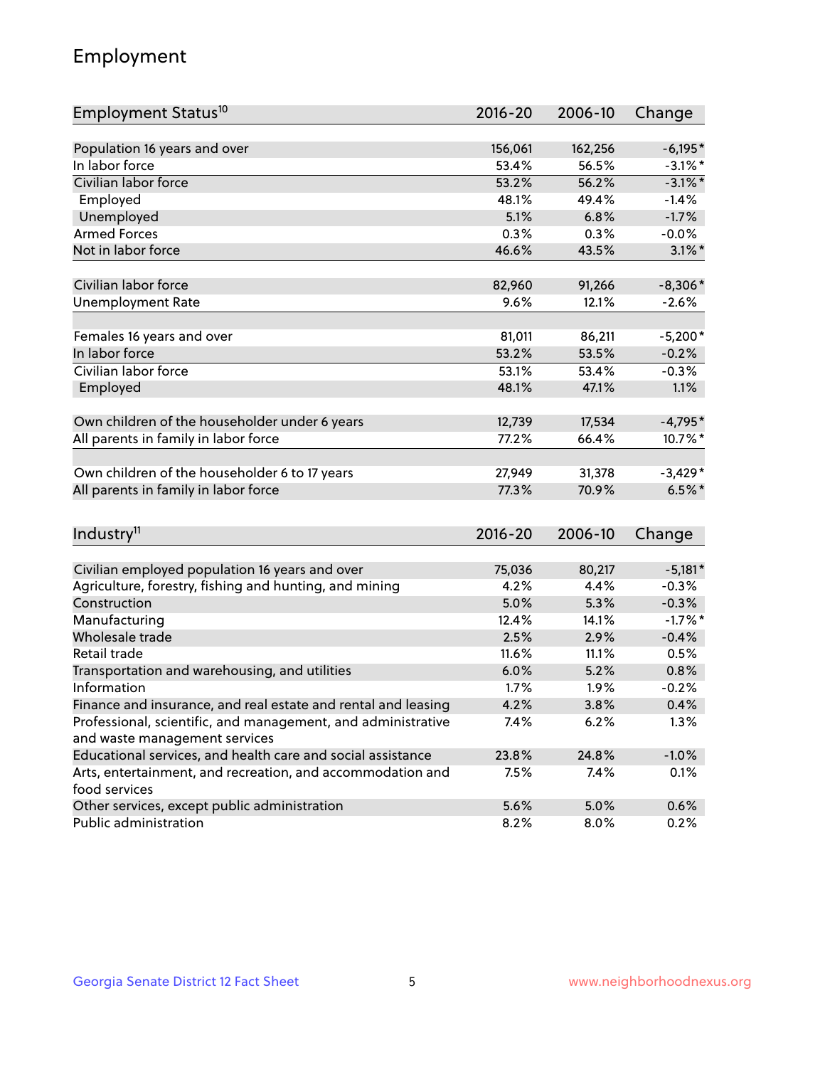## Employment

| Employment Status[10] | 2016-20 | 2006-10 | Change |
|---|---|---|---|
| Population 16 years and over | 156,061 | 162,256 | -6,195* |
| In labor force | 53.4% | 56.5% | -3.1%* |
| Civilian labor force | 53.2% | 56.2% | -3.1%* |
| Employed | 48.1% | 49.4% | -1.4% |
| Unemployed | 5.1% | 6.8% | -1.7% |
| Armed Forces | 0.3% | 0.3% | -0.0% |
| Not in labor force | 46.6% | 43.5% | 3.1%* |
| | | | |
| Civilian labor force | 82,960 | 91,266 | -8,306* |
| Unemployment Rate | 9.6% | 12.1% | -2.6% |
| | | | |
| Females 16 years and over | 81,011 | 86,211 | -5,200* |
| In labor force | 53.2% | 53.5% | -0.2% |
| Civilian labor force | 53.1% | 53.4% | -0.3% |
| Employed | 48.1% | 47.1% | 1.1% |
| | | | |
| Own children of the householder under 6 years | 12,739 | 17,534 | -4,795* |
| All parents in family in labor force | 77.2% | 66.4% | 10.7%* |
| | | | |
| Own children of the householder 6 to 17 years | 27,949 | 31,378 | -3,429* |
| All parents in family in labor force | 77.3% | 70.9% | 6.5%* |

| Industry[11] | 2016-20 | 2006-10 | Change |
|---|---|---|---|
| Civilian employed population 16 years and over | 75,036 | 80,217 | -5,181* |
| Agriculture, forestry, fishing and hunting, and mining | 4.2% | 4.4% | -0.3% |
| Construction | 5.0% | 5.3% | -0.3% |
| Manufacturing | 12.4% | 14.1% | -1.7%* |
| Wholesale trade | 2.5% | 2.9% | -0.4% |
| Retail trade | 11.6% | 11.1% | 0.5% |
| Transportation and warehousing, and utilities | 6.0% | 5.2% | 0.8% |
| Information | 1.7% | 1.9% | -0.2% |
| Finance and insurance, and real estate and rental and leasing | 4.2% | 3.8% | 0.4% |
| Professional, scientific, and management, and administrative and waste management services | 7.4% | 6.2% | 1.3% |
| Educational services, and health care and social assistance | 23.8% | 24.8% | -1.0% |
| Arts, entertainment, and recreation, and accommodation and food services | 7.5% | 7.4% | 0.1% |
| Other services, except public administration | 5.6% | 5.0% | 0.6% |
| Public administration | 8.2% | 8.0% | 0.2% |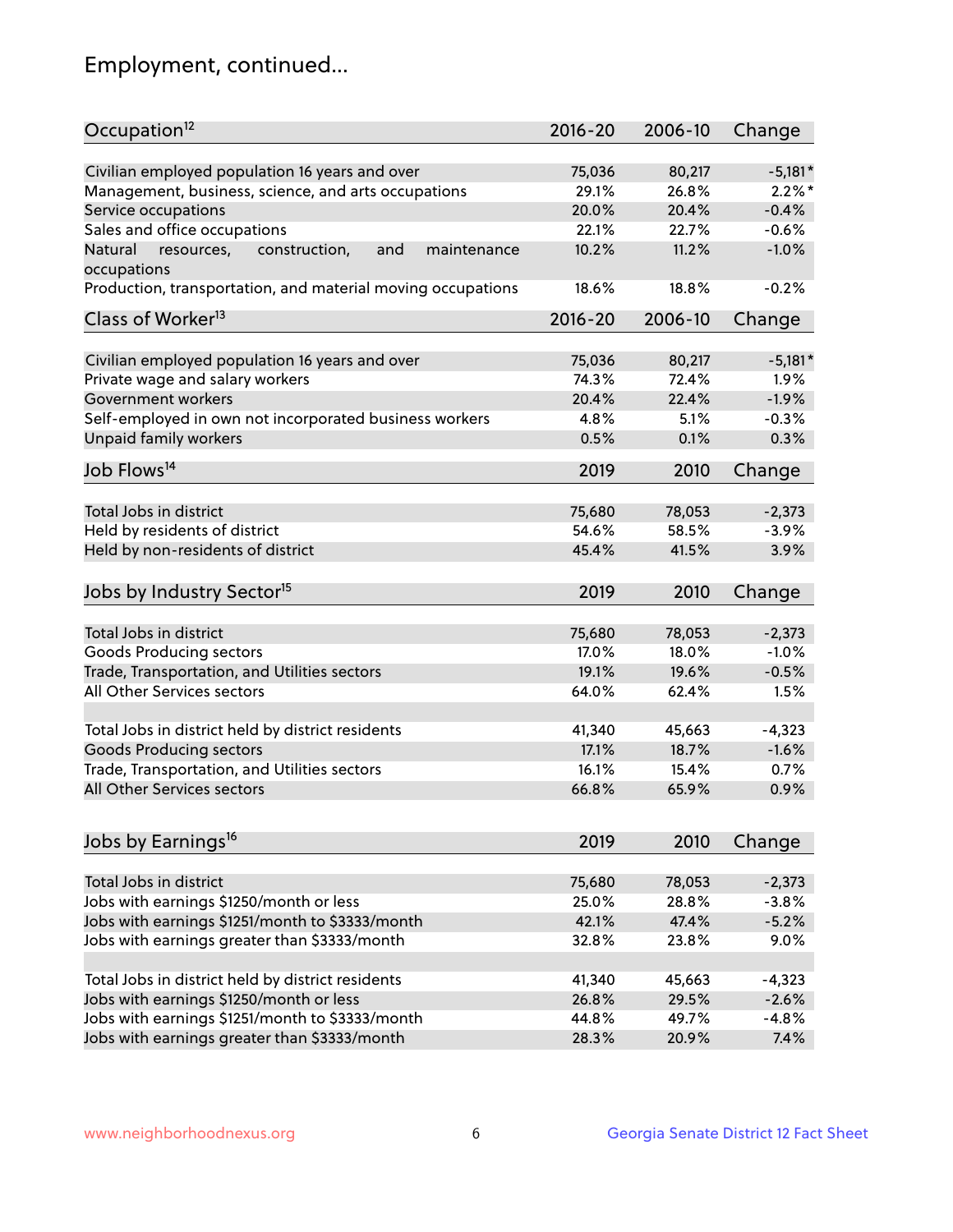# Employment, continued...

| Occupation[12] | 2016-20 | 2006-10 | Change |
|---|---|---|---|
| Civilian employed population 16 years and over | 75,036 | 80,217 | -5,181* |
| Management, business, science, and arts occupations | 29.1% | 26.8% | 2.2%* |
| Service occupations | 20.0% | 20.4% | -0.4% |
| Sales and office occupations | 22.1% | 22.7% | -0.6% |
| Natural resources, construction, and maintenance occupations | 10.2% | 11.2% | -1.0% |
| Production, transportation, and material moving occupations | 18.6% | 18.8% | -0.2% |

| Class of Worker[13] | 2016-20 | 2006-10 | Change |
|---|---|---|---|
| Civilian employed population 16 years and over | 75,036 | 80,217 | -5,181* |
| Private wage and salary workers | 74.3% | 72.4% | 1.9% |
| Government workers | 20.4% | 22.4% | -1.9% |
| Self-employed in own not incorporated business workers | 4.8% | 5.1% | -0.3% |
| Unpaid family workers | 0.5% | 0.1% | 0.3% |

| Job Flows[14] | 2019 | 2010 | Change |
|---|---|---|---|
| Total Jobs in district | 75,680 | 78,053 | -2,373 |
| Held by residents of district | 54.6% | 58.5% | -3.9% |
| Held by non-residents of district | 45.4% | 41.5% | 3.9% |

| Jobs by Industry Sector[15] | 2019 | 2010 | Change |
|---|---|---|---|
| Total Jobs in district | 75,680 | 78,053 | -2,373 |
| Goods Producing sectors | 17.0% | 18.0% | -1.0% |
| Trade, Transportation, and Utilities sectors | 19.1% | 19.6% | -0.5% |
| All Other Services sectors | 64.0% | 62.4% | 1.5% |
| | | | |
| Total Jobs in district held by district residents | 41,340 | 45,663 | -4,323 |
| Goods Producing sectors | 17.1% | 18.7% | -1.6% |
| Trade, Transportation, and Utilities sectors | 16.1% | 15.4% | 0.7% |
| All Other Services sectors | 66.8% | 65.9% | 0.9% |

| Jobs by Earnings[16] | 2019 | 2010 | Change |
|---|---|---|---|
| Total Jobs in district | 75,680 | 78,053 | -2,373 |
| Jobs with earnings $1250/month or less | 25.0% | 28.8% | -3.8% |
| Jobs with earnings $1251/month to $3333/month | 42.1% | 47.4% | -5.2% |
| Jobs with earnings greater than $3333/month | 32.8% | 23.8% | 9.0% |
| | | | |
| Total Jobs in district held by district residents | 41,340 | 45,663 | -4,323 |
| Jobs with earnings $1250/month or less | 26.8% | 29.5% | -2.6% |
| Jobs with earnings $1251/month to $3333/month | 44.8% | 49.7% | -4.8% |
| Jobs with earnings greater than $3333/month | 28.3% | 20.9% | 7.4% |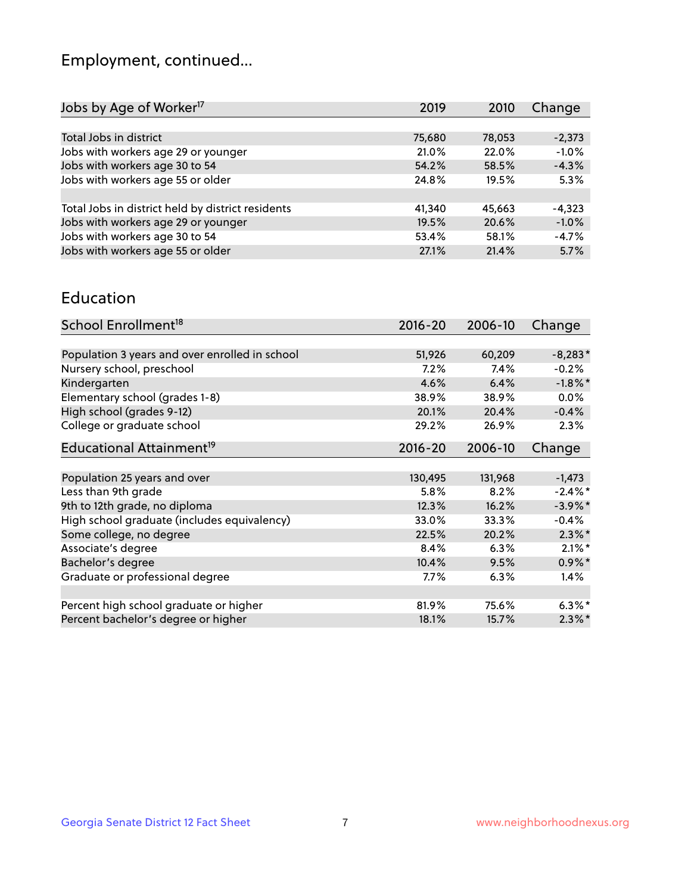# Employment, continued...

| Jobs by Age of Worker[17] | 2019 | 2010 | Change |
|---|---|---|---|
| Total Jobs in district | 75,680 | 78,053 | -2,373 |
| Jobs with workers age 29 or younger | 21.0% | 22.0% | -1.0% |
| Jobs with workers age 30 to 54 | 54.2% | 58.5% | -4.3% |
| Jobs with workers age 55 or older | 24.8% | 19.5% | 5.3% |
| | | | |
| Total Jobs in district held by district residents | 41,340 | 45,663 | -4,323 |
| Jobs with workers age 29 or younger | 19.5% | 20.6% | -1.0% |
| Jobs with workers age 30 to 54 | 53.4% | 58.1% | -4.7% |
| Jobs with workers age 55 or older | 27.1% | 21.4% | 5.7% |

## Education

| School Enrollment[18] | 2016-20 | 2006-10 | Change |
|---|---|---|---|
| Population 3 years and over enrolled in school | 51,926 | 60,209 | -8,283* |
| Nursery school, preschool | 7.2% | 7.4% | -0.2% |
| Kindergarten | 4.6% | 6.4% | -1.8%* |
| Elementary school (grades 1-8) | 38.9% | 38.9% | 0.0% |
| High school (grades 9-12) | 20.1% | 20.4% | -0.4% |
| College or graduate school | 29.2% | 26.9% | 2.3% |

| Educational Attainment[19] | 2016-20 | 2006-10 | Change |
|---|---|---|---|
| Population 25 years and over | 130,495 | 131,968 | -1,473 |
| Less than 9th grade | 5.8% | 8.2% | -2.4%* |
| 9th to 12th grade, no diploma | 12.3% | 16.2% | -3.9%* |
| High school graduate (includes equivalency) | 33.0% | 33.3% | -0.4% |
| Some college, no degree | 22.5% | 20.2% | 2.3%* |
| Associate's degree | 8.4% | 6.3% | 2.1%* |
| Bachelor's degree | 10.4% | 9.5% | 0.9%* |
| Graduate or professional degree | 7.7% | 6.3% | 1.4% |
| | | | |
| Percent high school graduate or higher | 81.9% | 75.6% | 6.3%* |
| Percent bachelor's degree or higher | 18.1% | 15.7% | 2.3%* |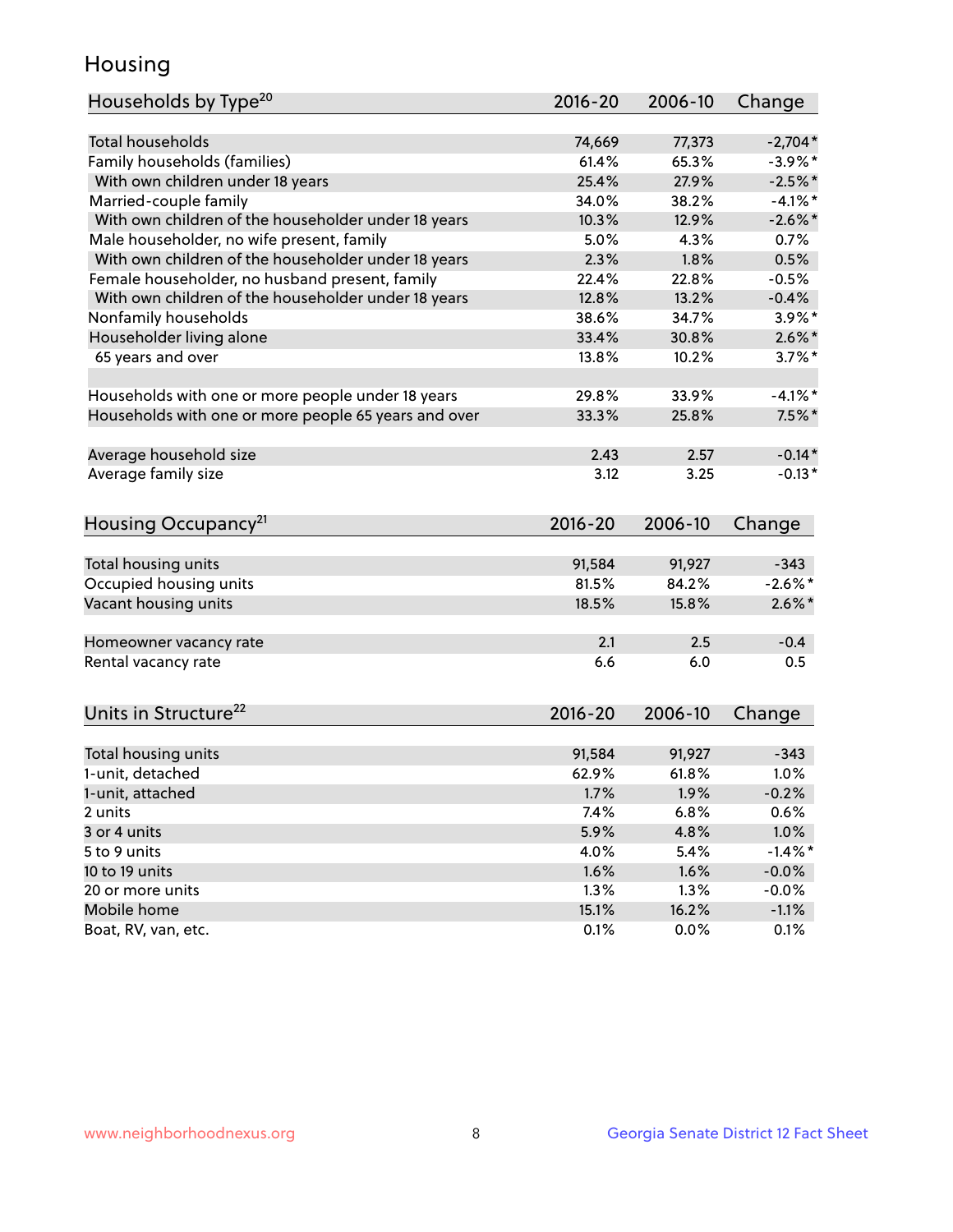# Housing

| Households by Type[20] | 2016-20 | 2006-10 | Change |
|---|---|---|---|
| Total households | 74,669 | 77,373 | -2,704* |
| Family households (families) | 61.4% | 65.3% | -3.9%* |
| With own children under 18 years | 25.4% | 27.9% | -2.5%* |
| Married-couple family | 34.0% | 38.2% | -4.1%* |
| With own children of the householder under 18 years | 10.3% | 12.9% | -2.6%* |
| Male householder, no wife present, family | 5.0% | 4.3% | 0.7% |
| With own children of the householder under 18 years | 2.3% | 1.8% | 0.5% |
| Female householder, no husband present, family | 22.4% | 22.8% | -0.5% |
| With own children of the householder under 18 years | 12.8% | 13.2% | -0.4% |
| Nonfamily households | 38.6% | 34.7% | 3.9%* |
| Householder living alone | 33.4% | 30.8% | 2.6%* |
| 65 years and over | 13.8% | 10.2% | 3.7%* |
| Households with one or more people under 18 years | 29.8% | 33.9% | -4.1%* |
| Households with one or more people 65 years and over | 33.3% | 25.8% | 7.5%* |
| Average household size | 2.43 | 2.57 | -0.14* |
| Average family size | 3.12 | 3.25 | -0.13* |

| Housing Occupancy[21] | 2016-20 | 2006-10 | Change |
|---|---|---|---|
| Total housing units | 91,584 | 91,927 | -343 |
| Occupied housing units | 81.5% | 84.2% | -2.6%* |
| Vacant housing units | 18.5% | 15.8% | 2.6%* |
| Homeowner vacancy rate | 2.1 | 2.5 | -0.4 |
| Rental vacancy rate | 6.6 | 6.0 | 0.5 |

| Units in Structure[22] | 2016-20 | 2006-10 | Change |
|---|---|---|---|
| Total housing units | 91,584 | 91,927 | -343 |
| 1-unit, detached | 62.9% | 61.8% | 1.0% |
| 1-unit, attached | 1.7% | 1.9% | -0.2% |
| 2 units | 7.4% | 6.8% | 0.6% |
| 3 or 4 units | 5.9% | 4.8% | 1.0% |
| 5 to 9 units | 4.0% | 5.4% | -1.4%* |
| 10 to 19 units | 1.6% | 1.6% | -0.0% |
| 20 or more units | 1.3% | 1.3% | -0.0% |
| Mobile home | 15.1% | 16.2% | -1.1% |
| Boat, RV, van, etc. | 0.1% | 0.0% | 0.1% |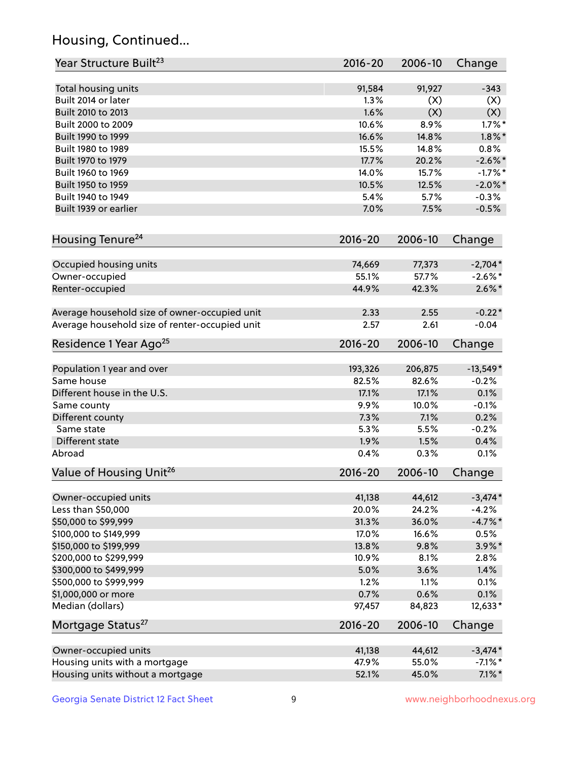## Housing, Continued...

| Year Structure Built[23] | 2016-20 | 2006-10 | Change |
|---|---|---|---|
| Total housing units | 91,584 | 91,927 | -343 |
| Built 2014 or later | 1.3% | (X) | (X) |
| Built 2010 to 2013 | 1.6% | (X) | (X) |
| Built 2000 to 2009 | 10.6% | 8.9% | 1.7%* |
| Built 1990 to 1999 | 16.6% | 14.8% | 1.8%* |
| Built 1980 to 1989 | 15.5% | 14.8% | 0.8% |
| Built 1970 to 1979 | 17.7% | 20.2% | -2.6%* |
| Built 1960 to 1969 | 14.0% | 15.7% | -1.7%* |
| Built 1950 to 1959 | 10.5% | 12.5% | -2.0%* |
| Built 1940 to 1949 | 5.4% | 5.7% | -0.3% |
| Built 1939 or earlier | 7.0% | 7.5% | -0.5% |

| Housing Tenure[24] | 2016-20 | 2006-10 | Change |
|---|---|---|---|
| Occupied housing units | 74,669 | 77,373 | -2,704* |
| Owner-occupied | 55.1% | 57.7% | -2.6%* |
| Renter-occupied | 44.9% | 42.3% | 2.6%* |
| Average household size of owner-occupied unit | 2.33 | 2.55 | -0.22* |
| Average household size of renter-occupied unit | 2.57 | 2.61 | -0.04 |

| Residence 1 Year Ago[25] | 2016-20 | 2006-10 | Change |
|---|---|---|---|
| Population 1 year and over | 193,326 | 206,875 | -13,549* |
| Same house | 82.5% | 82.6% | -0.2% |
| Different house in the U.S. | 17.1% | 17.1% | 0.1% |
| Same county | 9.9% | 10.0% | -0.1% |
| Different county | 7.3% | 7.1% | 0.2% |
| Same state | 5.3% | 5.5% | -0.2% |
| Different state | 1.9% | 1.5% | 0.4% |
| Abroad | 0.4% | 0.3% | 0.1% |

| Value of Housing Unit[26] | 2016-20 | 2006-10 | Change |
|---|---|---|---|
| Owner-occupied units | 41,138 | 44,612 | -3,474* |
| Less than $50,000 | 20.0% | 24.2% | -4.2% |
| $50,000 to $99,999 | 31.3% | 36.0% | -4.7%* |
| $100,000 to $149,999 | 17.0% | 16.6% | 0.5% |
| $150,000 to $199,999 | 13.8% | 9.8% | 3.9%* |
| $200,000 to $299,999 | 10.9% | 8.1% | 2.8% |
| $300,000 to $499,999 | 5.0% | 3.6% | 1.4% |
| $500,000 to $999,999 | 1.2% | 1.1% | 0.1% |
| $1,000,000 or more | 0.7% | 0.6% | 0.1% |
| Median (dollars) | 97,457 | 84,823 | 12,633* |

| Mortgage Status[27] | 2016-20 | 2006-10 | Change |
|---|---|---|---|
| Owner-occupied units | 41,138 | 44,612 | -3,474* |
| Housing units with a mortgage | 47.9% | 55.0% | -7.1%* |
| Housing units without a mortgage | 52.1% | 45.0% | 7.1%* |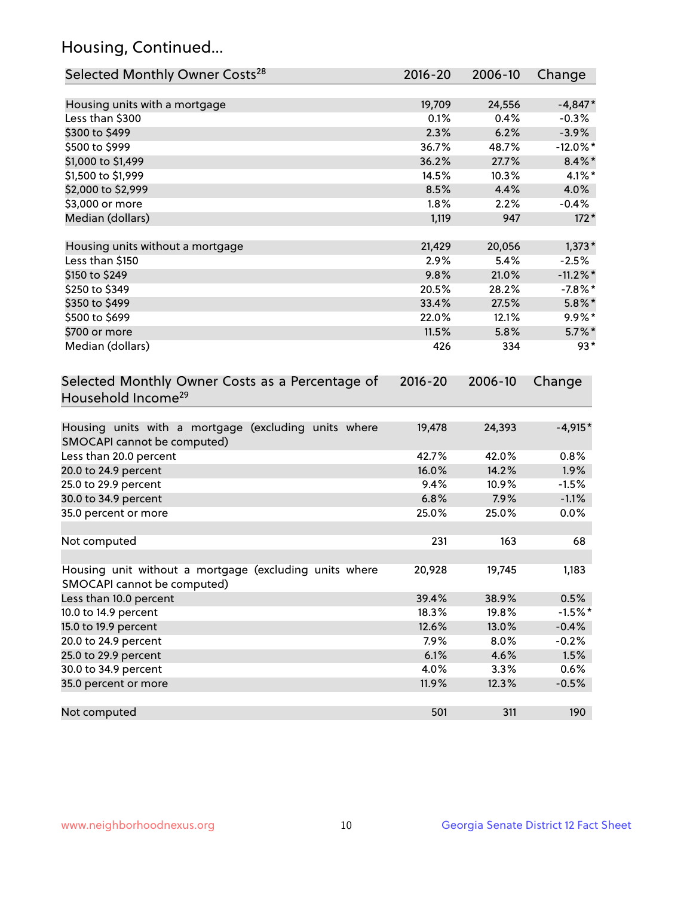## Housing, Continued...

| Selected Monthly Owner Costs[28] | 2016-20 | 2006-10 | Change |
|---|---|---|---|
| Housing units with a mortgage | 19,709 | 24,556 | -4,847* |
| Less than $300 | 0.1% | 0.4% | -0.3% |
| $300 to $499 | 2.3% | 6.2% | -3.9% |
| $500 to $999 | 36.7% | 48.7% | -12.0%* |
| $1,000 to $1,499 | 36.2% | 27.7% | 8.4%* |
| $1,500 to $1,999 | 14.5% | 10.3% | 4.1%* |
| $2,000 to $2,999 | 8.5% | 4.4% | 4.0% |
| $3,000 or more | 1.8% | 2.2% | -0.4% |
| Median (dollars) | 1,119 | 947 | 172* |
| Housing units without a mortgage | 21,429 | 20,056 | 1,373* |
| Less than $150 | 2.9% | 5.4% | -2.5% |
| $150 to $249 | 9.8% | 21.0% | -11.2%* |
| $250 to $349 | 20.5% | 28.2% | -7.8%* |
| $350 to $499 | 33.4% | 27.5% | 5.8%* |
| $500 to $699 | 22.0% | 12.1% | 9.9%* |
| $700 or more | 11.5% | 5.8% | 5.7%* |
| Median (dollars) | 426 | 334 | 93* |

| Selected Monthly Owner Costs as a Percentage of Household Income[29] | 2016-20 | 2006-10 | Change |
|---|---|---|---|
| Housing units with a mortgage (excluding units where SMOCAPI cannot be computed) | 19,478 | 24,393 | -4,915* |
| Less than 20.0 percent | 42.7% | 42.0% | 0.8% |
| 20.0 to 24.9 percent | 16.0% | 14.2% | 1.9% |
| 25.0 to 29.9 percent | 9.4% | 10.9% | -1.5% |
| 30.0 to 34.9 percent | 6.8% | 7.9% | -1.1% |
| 35.0 percent or more | 25.0% | 25.0% | 0.0% |
| Not computed | 231 | 163 | 68 |
| Housing unit without a mortgage (excluding units where SMOCAPI cannot be computed) | 20,928 | 19,745 | 1,183 |
| Less than 10.0 percent | 39.4% | 38.9% | 0.5% |
| 10.0 to 14.9 percent | 18.3% | 19.8% | -1.5%* |
| 15.0 to 19.9 percent | 12.6% | 13.0% | -0.4% |
| 20.0 to 24.9 percent | 7.9% | 8.0% | -0.2% |
| 25.0 to 29.9 percent | 6.1% | 4.6% | 1.5% |
| 30.0 to 34.9 percent | 4.0% | 3.3% | 0.6% |
| 35.0 percent or more | 11.9% | 12.3% | -0.5% |
| Not computed | 501 | 311 | 190 |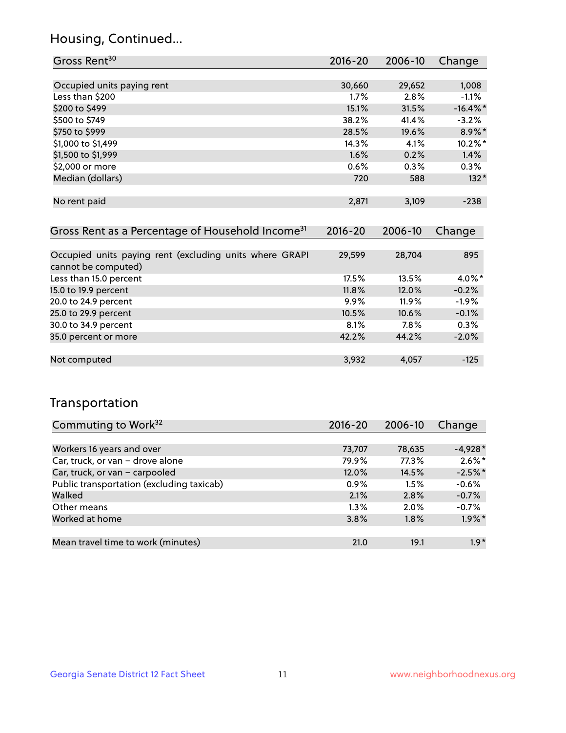## Housing, Continued...

| Gross Rent[30] | 2016-20 | 2006-10 | Change |
|---|---|---|---|
| Occupied units paying rent | 30,660 | 29,652 | 1,008 |
| Less than $200 | 1.7% | 2.8% | -1.1% |
| $200 to $499 | 15.1% | 31.5% | -16.4%* |
| $500 to $749 | 38.2% | 41.4% | -3.2% |
| $750 to $999 | 28.5% | 19.6% | 8.9%* |
| $1,000 to $1,499 | 14.3% | 4.1% | 10.2%* |
| $1,500 to $1,999 | 1.6% | 0.2% | 1.4% |
| $2,000 or more | 0.6% | 0.3% | 0.3% |
| Median (dollars) | 720 | 588 | 132* |
| No rent paid | 2,871 | 3,109 | -238 |

| Gross Rent as a Percentage of Household Income[31] | 2016-20 | 2006-10 | Change |
|---|---|---|---|
| Occupied units paying rent (excluding units where GRAPI cannot be computed) | 29,599 | 28,704 | 895 |
| Less than 15.0 percent | 17.5% | 13.5% | 4.0%* |
| 15.0 to 19.9 percent | 11.8% | 12.0% | -0.2% |
| 20.0 to 24.9 percent | 9.9% | 11.9% | -1.9% |
| 25.0 to 29.9 percent | 10.5% | 10.6% | -0.1% |
| 30.0 to 34.9 percent | 8.1% | 7.8% | 0.3% |
| 35.0 percent or more | 42.2% | 44.2% | -2.0% |
| Not computed | 3,932 | 4,057 | -125 |

## Transportation

| Commuting to Work[32] | 2016-20 | 2006-10 | Change |
|---|---|---|---|
| Workers 16 years and over | 73,707 | 78,635 | -4,928* |
| Car, truck, or van – drove alone | 79.9% | 77.3% | 2.6%* |
| Car, truck, or van – carpooled | 12.0% | 14.5% | -2.5%* |
| Public transportation (excluding taxicab) | 0.9% | 1.5% | -0.6% |
| Walked | 2.1% | 2.8% | -0.7% |
| Other means | 1.3% | 2.0% | -0.7% |
| Worked at home | 3.8% | 1.8% | 1.9%* |
| Mean travel time to work (minutes) | 21.0 | 19.1 | 1.9* |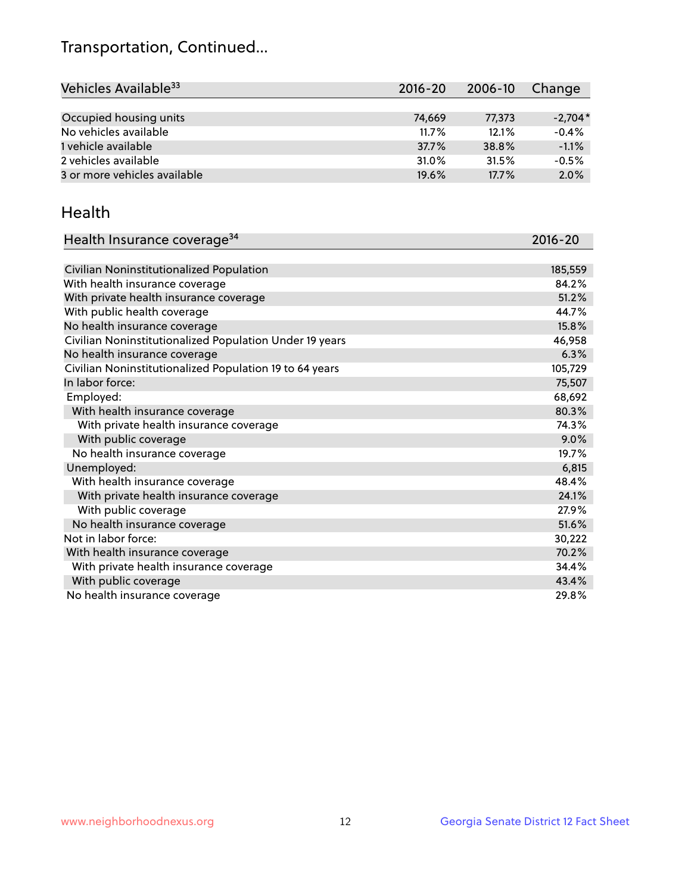# Transportation, Continued...

| Vehicles Available[33] | 2016-20 | 2006-10 | Change |
|---|---|---|---|
| Occupied housing units | 74,669 | 77,373 | -2,704* |
| No vehicles available | 11.7% | 12.1% | -0.4% |
| 1 vehicle available | 37.7% | 38.8% | -1.1% |
| 2 vehicles available | 31.0% | 31.5% | -0.5% |
| 3 or more vehicles available | 19.6% | 17.7% | 2.0% |

## Health

| Health Insurance coverage[34] | 2016-20 |
|---|---|
| Civilian Noninstitutionalized Population | 185,559 |
| With health insurance coverage | 84.2% |
| With private health insurance coverage | 51.2% |
| With public health coverage | 44.7% |
| No health insurance coverage | 15.8% |
| Civilian Noninstitutionalized Population Under 19 years | 46,958 |
| No health insurance coverage | 6.3% |
| Civilian Noninstitutionalized Population 19 to 64 years | 105,729 |
| In labor force: | 75,507 |
| Employed: | 68,692 |
| With health insurance coverage | 80.3% |
| With private health insurance coverage | 74.3% |
| With public coverage | 9.0% |
| No health insurance coverage | 19.7% |
| Unemployed: | 6,815 |
| With health insurance coverage | 48.4% |
| With private health insurance coverage | 24.1% |
| With public coverage | 27.9% |
| No health insurance coverage | 51.6% |
| Not in labor force: | 30,222 |
| With health insurance coverage | 70.2% |
| With private health insurance coverage | 34.4% |
| With public coverage | 43.4% |
| No health insurance coverage | 29.8% |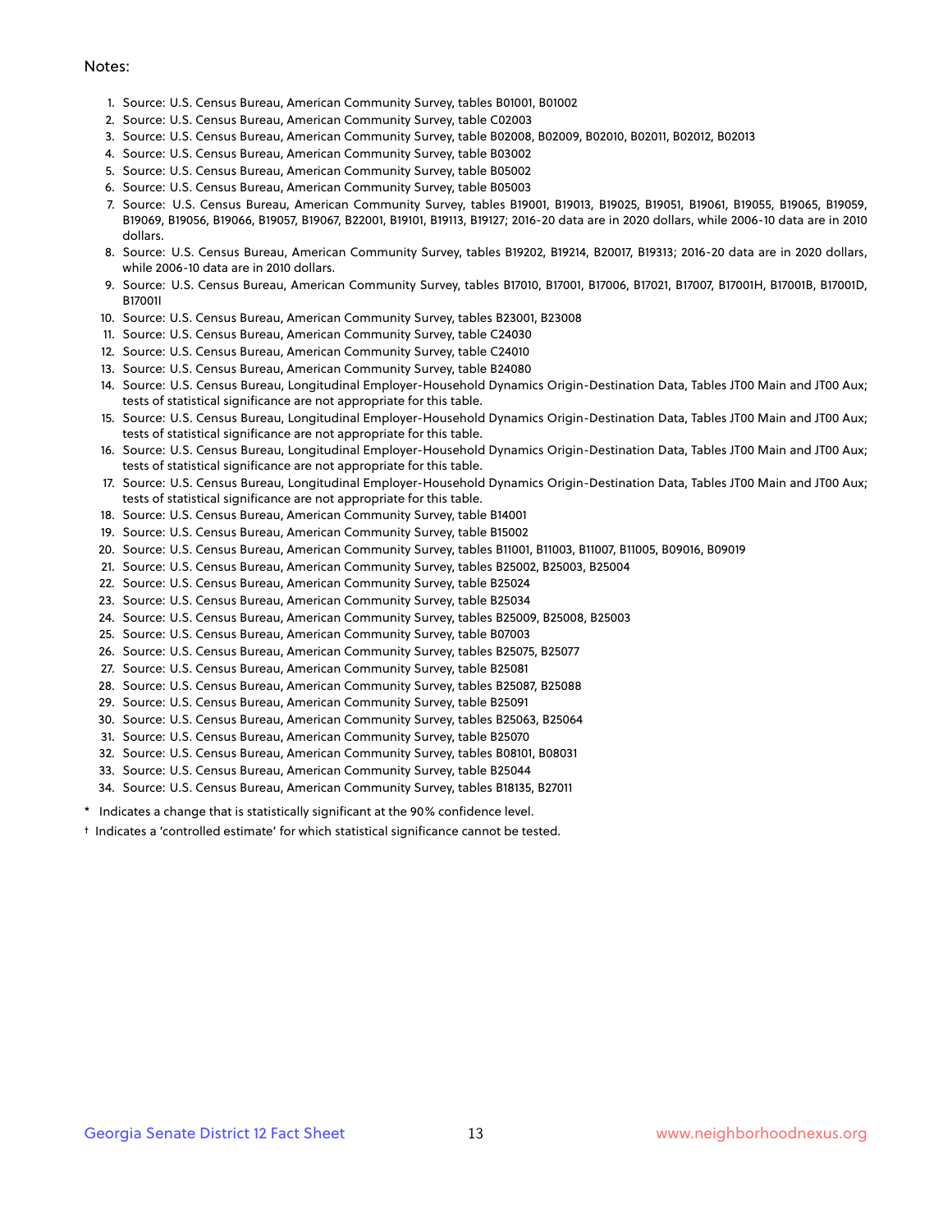Notes:

1. Source: U.S. Census Bureau, American Community Survey, tables B01001, B01002
2. Source: U.S. Census Bureau, American Community Survey, table C02003
3. Source: U.S. Census Bureau, American Community Survey, table B02008, B02009, B02010, B02011, B02012, B02013
4. Source: U.S. Census Bureau, American Community Survey, table B03002
5. Source: U.S. Census Bureau, American Community Survey, table B05002
6. Source: U.S. Census Bureau, American Community Survey, table B05003
7. Source: U.S. Census Bureau, American Community Survey, tables B19001, B19013, B19025, B19051, B19061, B19055, B19065, B19059, B19069, B19056, B19066, B19057, B19067, B22001, B19101, B19113, B19127; 2016-20 data are in 2020 dollars, while 2006-10 data are in 2010 dollars.
8. Source: U.S. Census Bureau, American Community Survey, tables B19202, B19214, B20017, B19313; 2016-20 data are in 2020 dollars, while 2006-10 data are in 2010 dollars.
9. Source: U.S. Census Bureau, American Community Survey, tables B17010, B17001, B17006, B17021, B17007, B17001H, B17001B, B17001D, B17001I
10. Source: U.S. Census Bureau, American Community Survey, tables B23001, B23008
11. Source: U.S. Census Bureau, American Community Survey, table C24030
12. Source: U.S. Census Bureau, American Community Survey, table C24010
13. Source: U.S. Census Bureau, American Community Survey, table B24080
14. Source: U.S. Census Bureau, Longitudinal Employer-Household Dynamics Origin-Destination Data, Tables JT00 Main and JT00 Aux; tests of statistical significance are not appropriate for this table.
15. Source: U.S. Census Bureau, Longitudinal Employer-Household Dynamics Origin-Destination Data, Tables JT00 Main and JT00 Aux; tests of statistical significance are not appropriate for this table.
16. Source: U.S. Census Bureau, Longitudinal Employer-Household Dynamics Origin-Destination Data, Tables JT00 Main and JT00 Aux; tests of statistical significance are not appropriate for this table.
17. Source: U.S. Census Bureau, Longitudinal Employer-Household Dynamics Origin-Destination Data, Tables JT00 Main and JT00 Aux; tests of statistical significance are not appropriate for this table.
18. Source: U.S. Census Bureau, American Community Survey, table B14001
19. Source: U.S. Census Bureau, American Community Survey, table B15002
20. Source: U.S. Census Bureau, American Community Survey, tables B11001, B11003, B11007, B11005, B09016, B09019
21. Source: U.S. Census Bureau, American Community Survey, tables B25002, B25003, B25004
22. Source: U.S. Census Bureau, American Community Survey, table B25024
23. Source: U.S. Census Bureau, American Community Survey, table B25034
24. Source: U.S. Census Bureau, American Community Survey, tables B25009, B25008, B25003
25. Source: U.S. Census Bureau, American Community Survey, table B07003
26. Source: U.S. Census Bureau, American Community Survey, tables B25075, B25077
27. Source: U.S. Census Bureau, American Community Survey, table B25081
28. Source: U.S. Census Bureau, American Community Survey, tables B25087, B25088
29. Source: U.S. Census Bureau, American Community Survey, table B25091
30. Source: U.S. Census Bureau, American Community Survey, tables B25063, B25064
31. Source: U.S. Census Bureau, American Community Survey, table B25070
32. Source: U.S. Census Bureau, American Community Survey, tables B08101, B08031
33. Source: U.S. Census Bureau, American Community Survey, table B25044
34. Source: U.S. Census Bureau, American Community Survey, tables B18135, B27011

\* Indicates a change that is statistically significant at the 90% confidence level.

† Indicates a 'controlled estimate' for which statistical significance cannot be tested.